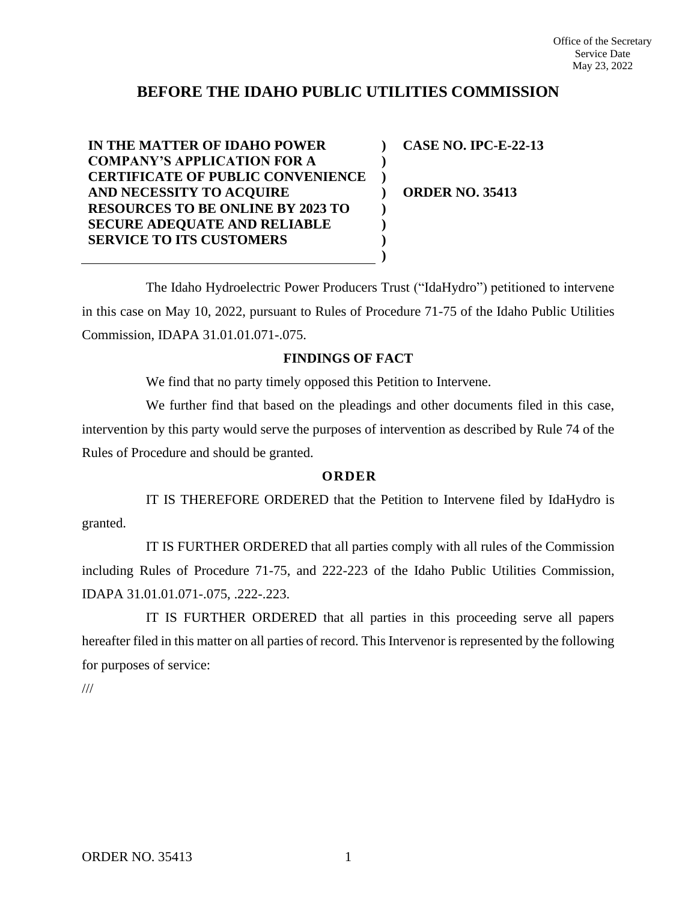Office of the Secretary
Service Date
May 23, 2022

# BEFORE THE IDAHO PUBLIC UTILITIES COMMISSION

| | | |
|---|---|---|
| **IN THE MATTER OF IDAHO POWER COMPANY'S APPLICATION FOR A CERTIFICATE OF PUBLIC CONVENIENCE AND NECESSITY TO ACQUIRE RESOURCES TO BE ONLINE BY 2023 TO SECURE ADEQUATE AND RELIABLE SERVICE TO ITS CUSTOMERS** | ) | **CASE NO. IPC-E-22-13** <br><br> **ORDER NO. 35413** |

The Idaho Hydroelectric Power Producers Trust ("IdaHydro") petitioned to intervene in this case on May 10, 2022, pursuant to Rules of Procedure 71-75 of the Idaho Public Utilities Commission, IDAPA 31.01.01.071-.075.

## FINDINGS OF FACT

We find that no party timely opposed this Petition to Intervene.

We further find that based on the pleadings and other documents filed in this case, intervention by this party would serve the purposes of intervention as described by Rule 74 of the Rules of Procedure and should be granted.

## ORDER

IT IS THEREFORE ORDERED that the Petition to Intervene filed by IdaHydro is granted.

IT IS FURTHER ORDERED that all parties comply with all rules of the Commission including Rules of Procedure 71-75, and 222-223 of the Idaho Public Utilities Commission, IDAPA 31.01.01.071-.075, .222-.223.

IT IS FURTHER ORDERED that all parties in this proceeding serve all papers hereafter filed in this matter on all parties of record. This Intervenor is represented by the following for purposes of service:

///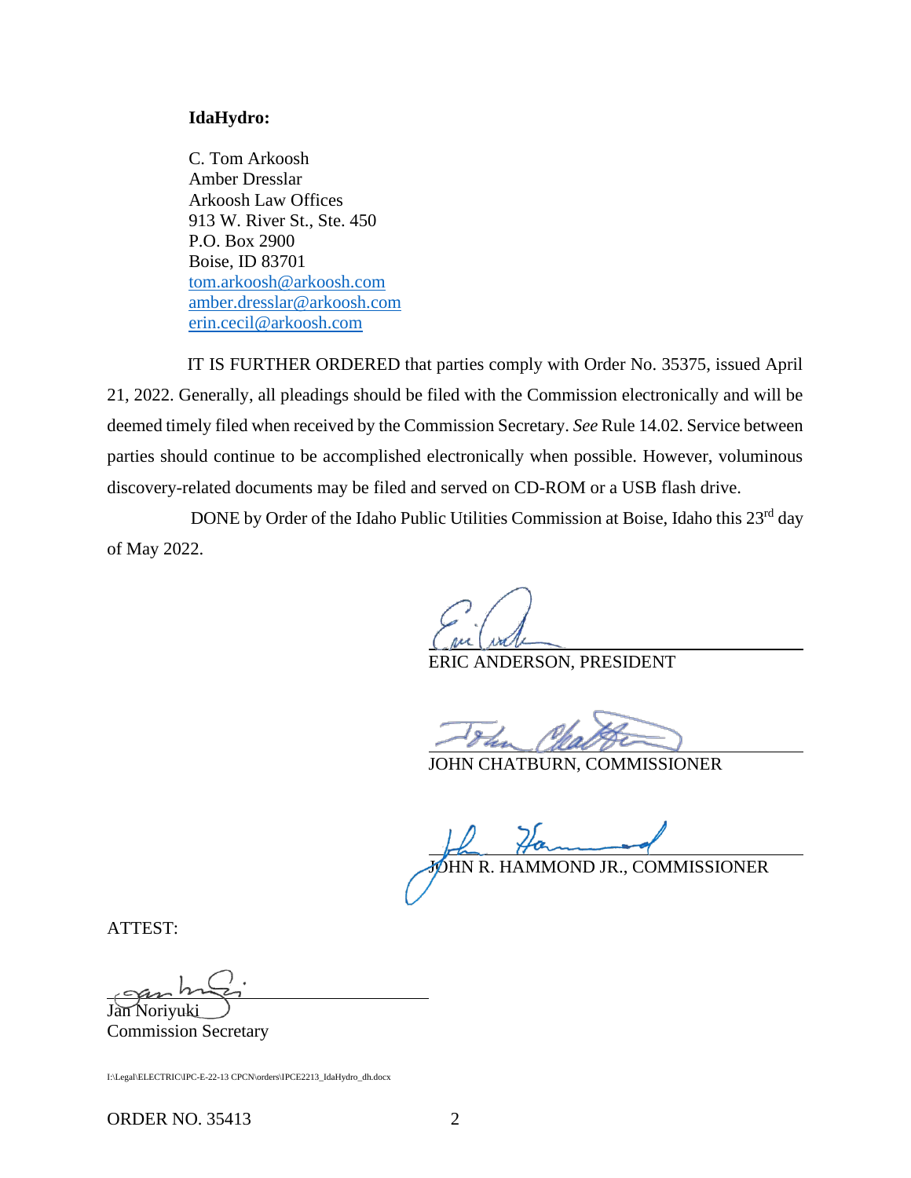**IdaHydro:**

C. Tom Arkoosh
Amber Dresslar
Arkoosh Law Offices
913 W. River St., Ste. 450
P.O. Box 2900
Boise, ID 83701
tom.arkoosh@arkoosh.com
amber.dresslar@arkoosh.com
erin.cecil@arkoosh.com

IT IS FURTHER ORDERED that parties comply with Order No. 35375, issued April 21, 2022. Generally, all pleadings should be filed with the Commission electronically and will be deemed timely filed when received by the Commission Secretary. *See* Rule 14.02. Service between parties should continue to be accomplished electronically when possible. However, voluminous discovery-related documents may be filed and served on CD-ROM or a USB flash drive.

DONE by Order of the Idaho Public Utilities Commission at Boise, Idaho this 23rd day of May 2022.

ERIC ANDERSON, PRESIDENT

JOHN CHATBURN, COMMISSIONER

JOHN R. HAMMOND JR., COMMISSIONER

ATTEST:

Jan Noriyuki
Commission Secretary

I:\Legal\ELECTRIC\IPC-E-22-13 CPCN\orders\IPCE2213_IdaHydro_dh.docx

ORDER NO. 35413